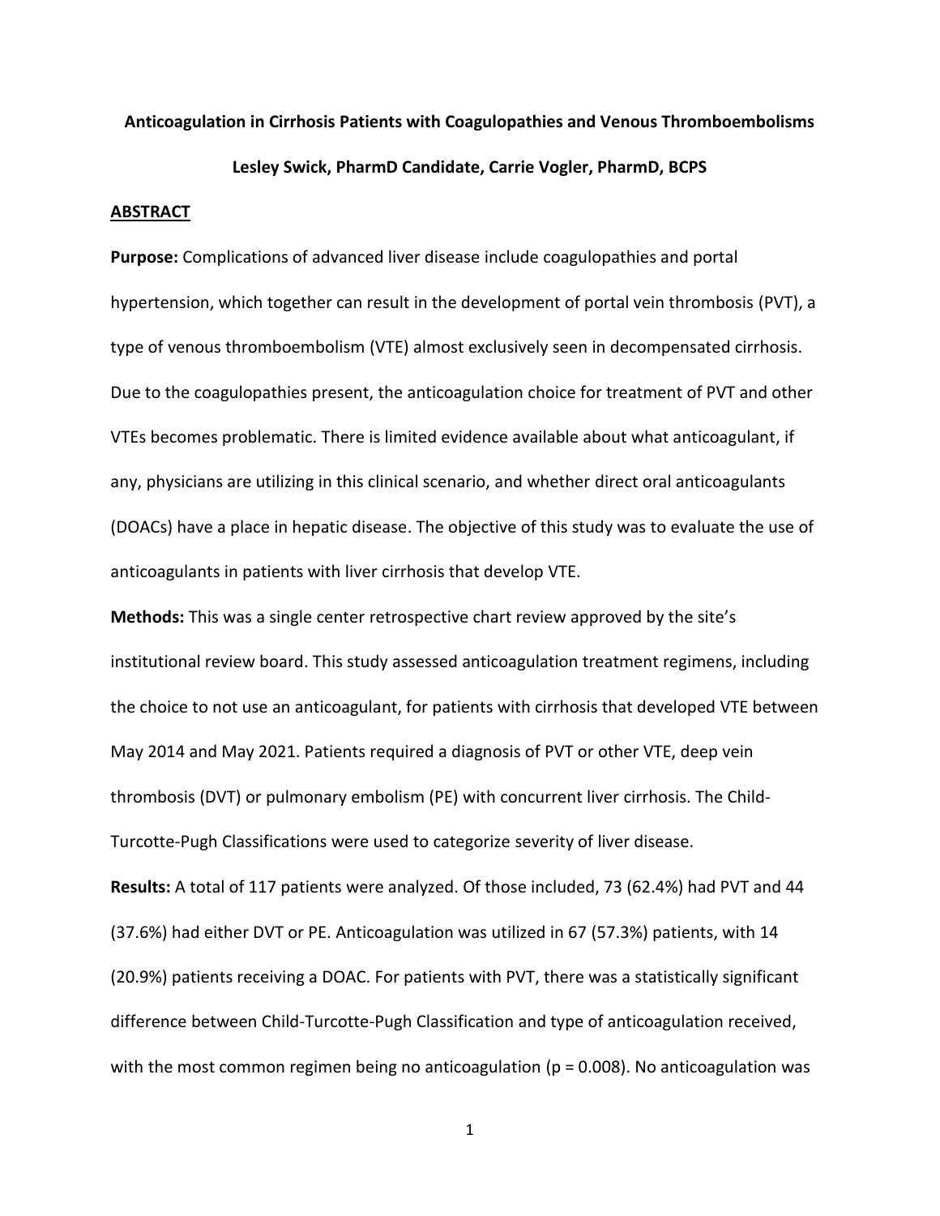# Anticoagulation in Cirrhosis Patients with Coagulopathies and Venous Thromboembolisms

**Lesley Swick, PharmD Candidate, Carrie Vogler, PharmD, BCPS**

## ABSTRACT

**Purpose:** Complications of advanced liver disease include coagulopathies and portal hypertension, which together can result in the development of portal vein thrombosis (PVT), a type of venous thromboembolism (VTE) almost exclusively seen in decompensated cirrhosis. Due to the coagulopathies present, the anticoagulation choice for treatment of PVT and other VTEs becomes problematic. There is limited evidence available about what anticoagulant, if any, physicians are utilizing in this clinical scenario, and whether direct oral anticoagulants (DOACs) have a place in hepatic disease. The objective of this study was to evaluate the use of anticoagulants in patients with liver cirrhosis that develop VTE.

**Methods:** This was a single center retrospective chart review approved by the site's institutional review board. This study assessed anticoagulation treatment regimens, including the choice to not use an anticoagulant, for patients with cirrhosis that developed VTE between May 2014 and May 2021. Patients required a diagnosis of PVT or other VTE, deep vein thrombosis (DVT) or pulmonary embolism (PE) with concurrent liver cirrhosis. The Child-Turcotte-Pugh Classifications were used to categorize severity of liver disease.

**Results:** A total of 117 patients were analyzed. Of those included, 73 (62.4%) had PVT and 44 (37.6%) had either DVT or PE. Anticoagulation was utilized in 67 (57.3%) patients, with 14 (20.9%) patients receiving a DOAC. For patients with PVT, there was a statistically significant difference between Child-Turcotte-Pugh Classification and type of anticoagulation received, with the most common regimen being no anticoagulation ($p = 0.008$). No anticoagulation was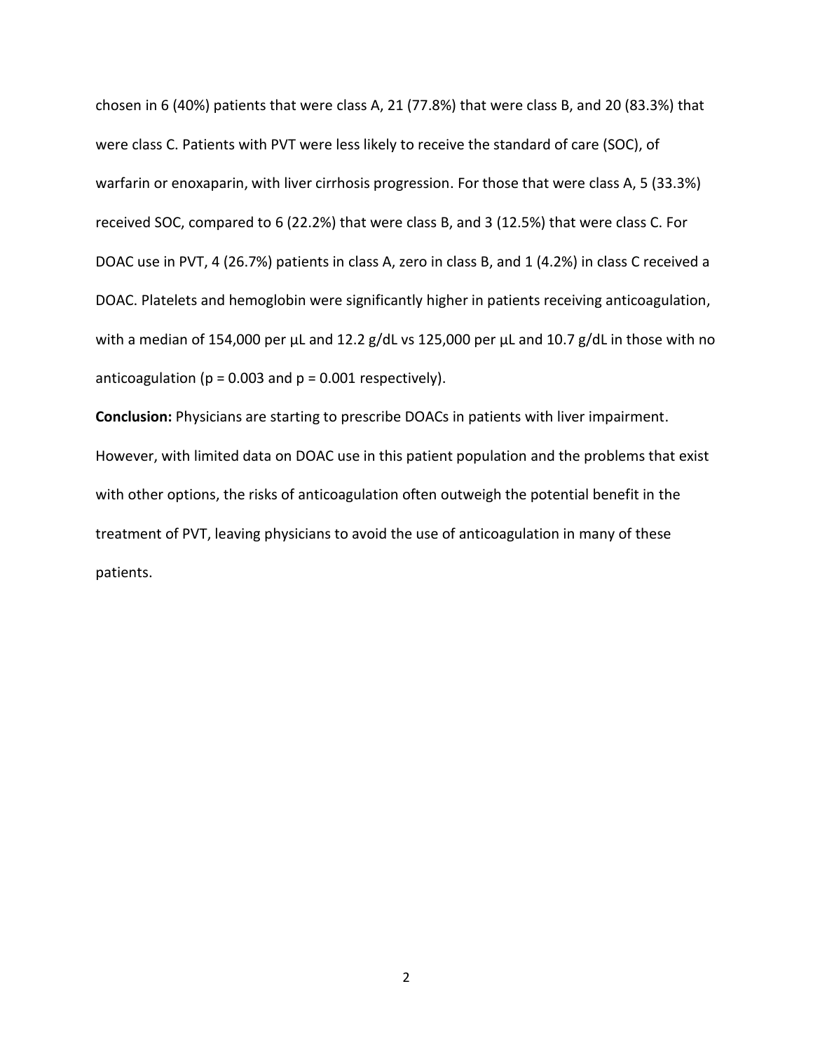chosen in 6 (40%) patients that were class A, 21 (77.8%) that were class B, and 20 (83.3%) that were class C. Patients with PVT were less likely to receive the standard of care (SOC), of warfarin or enoxaparin, with liver cirrhosis progression. For those that were class A, 5 (33.3%) received SOC, compared to 6 (22.2%) that were class B, and 3 (12.5%) that were class C. For DOAC use in PVT, 4 (26.7%) patients in class A, zero in class B, and 1 (4.2%) in class C received a DOAC. Platelets and hemoglobin were significantly higher in patients receiving anticoagulation, with a median of 154,000 per μL and 12.2 g/dL vs 125,000 per μL and 10.7 g/dL in those with no anticoagulation ($p = 0.003$ and $p = 0.001$ respectively).

**Conclusion:** Physicians are starting to prescribe DOACs in patients with liver impairment. However, with limited data on DOAC use in this patient population and the problems that exist with other options, the risks of anticoagulation often outweigh the potential benefit in the treatment of PVT, leaving physicians to avoid the use of anticoagulation in many of these patients.